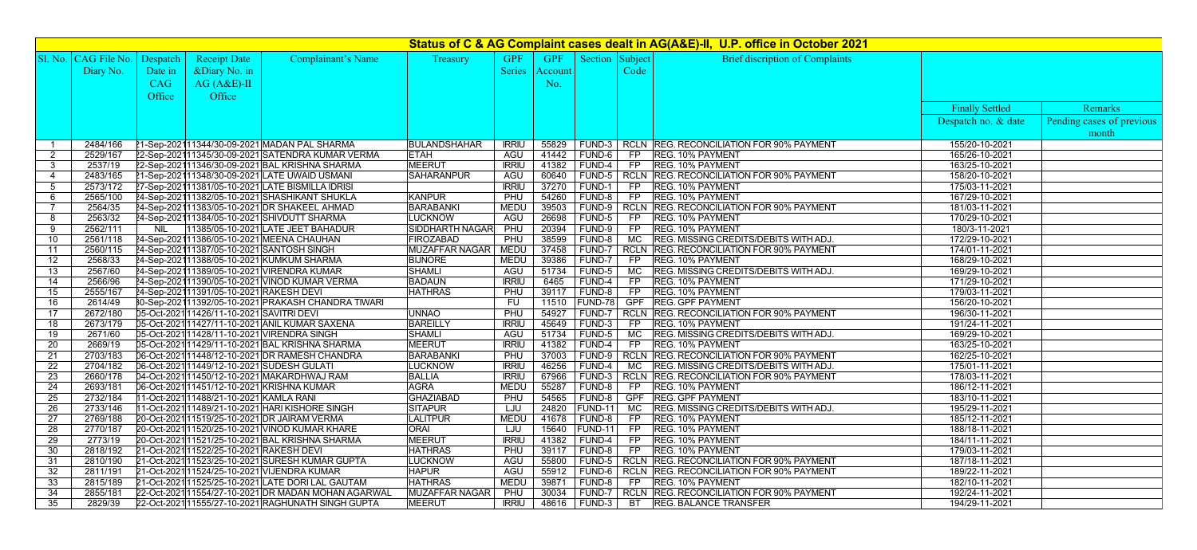# Status of C & AG Complaint cases dealt in AG(A&E)-II, U.P. office in October 2021

| Sl. No. | CAG File No. Diary No. | Despatch Date in CAG Office | Receipt Date &Diary No. in AG (A&E)-II Office | Complainant's Name | Treasury | GPF Series | GPF Account No. | Section | Subject Code | Brief discription of Complaints | Finally Settled Despatch no. & date | Remarks Pending cases of previous month |
|---|---|---|---|---|---|---|---|---|---|---|---|---|
| 1 | 2484/166 | 21-Sep-2021 | 11344/30-09-2021 | MADAN PAL SHARMA | BULANDSHAHAR | IRRIU | 55829 | FUND-3 | RCLN | REG. RECONCILIATION FOR 90% PAYMENT | 155/20-10-2021 | |
| 2 | 2529/167 | 22-Sep-2021 | 11345/30-09-2021 | SATENDRA KUMAR VERMA | ETAH | AGU | 41442 | FUND-6 | FP | REG. 10% PAYMENT | 165/26-10-2021 | |
| 3 | 2537/19 | 22-Sep-2021 | 11346/30-09-2021 | BAL KRISHNA SHARMA | MEERUT | IRRIU | 41382 | FUND-4 | FP | REG. 10% PAYMENT | 163/25-10-2021 | |
| 4 | 2483/165 | 21-Sep-2021 | 11348/30-09-2021 | LATE UWAID USMANI | SAHARANPUR | AGU | 60640 | FUND-5 | RCLN | REG. RECONCILIATION FOR 90% PAYMENT | 158/20-10-2021 | |
| 5 | 2573/172 | 27-Sep-2021 | 11381/05-10-2021 | LATE BISMILLA IDRISI | | IRRIU | 37270 | FUND-1 | FP | REG. 10% PAYMENT | 175/03-11-2021 | |
| 6 | 2565/100 | 24-Sep-2021 | 11382/05-10-2021 | SHASHIKANT SHUKLA | KANPUR | PHU | 54260 | FUND-8 | FP | REG. 10% PAYMENT | 167/29-10-2021 | |
| 7 | 2564/35 | 24-Sep-2021 | 11383/05-10-2021 | DR SHAKEEL AHMAD | BARABANKI | MEDU | 39503 | FUND-9 | RCLN | REG. RECONCILIATION FOR 90% PAYMENT | 181/03-11-2021 | |
| 8 | 2563/32 | 24-Sep-2021 | 11384/05-10-2021 | SHIVDUTT SHARMA | LUCKNOW | AGU | 26698 | FUND-5 | FP | REG. 10% PAYMENT | 170/29-10-2021 | |
| 9 | 2562/111 | NIL | 11385/05-10-2021 | LATE JEET BAHADUR | SIDDHARTH NAGAR | PHU | 20394 | FUND-9 | FP | REG. 10% PAYMENT | 180/3-11-2021 | |
| 10 | 2561/118 | 24-Sep-2021 | 11386/05-10-2021 | MEENA CHAUHAN | FIROZABAD | PHU | 38599 | FUND-8 | MC | REG. MISSING CREDITS/DEBITS WITH ADJ. | 172/29-10-2021 | |
| 11 | 2560/115 | 24-Sep-2021 | 11387/05-10-2021 | SANTOSH SINGH | MUZAFFAR NAGAR | MEDU | 37458 | FUND-7 | RCLN | REG. RECONCILIATION FOR 90% PAYMENT | 174/01-11-2021 | |
| 12 | 2568/33 | 24-Sep-2021 | 11388/05-10-2021 | KUMKUM SHARMA | BIJNORE | MEDU | 39386 | FUND-7 | FP | REG. 10% PAYMENT | 168/29-10-2021 | |
| 13 | 2567/60 | 24-Sep-2021 | 11389/05-10-2021 | VIRENDRA KUMAR | SHAMLI | AGU | 51734 | FUND-5 | MC | REG. MISSING CREDITS/DEBITS WITH ADJ. | 169/29-10-2021 | |
| 14 | 2566/96 | 24-Sep-2021 | 11390/05-10-2021 | VINOD KUMAR VERMA | BADAUN | IRRIU | 6465 | FUND-4 | FP | REG. 10% PAYMENT | 171/29-10-2021 | |
| 15 | 2555/167 | 24-Sep-2021 | 11391/05-10-2021 | RAKESH DEVI | HATHRAS | PHU | 39117 | FUND-8 | FP | REG. 10% PAYMENT | 179/03-11-2021 | |
| 16 | 2614/49 | 30-Sep-2021 | 11392/05-10-2021 | PRAKASH CHANDRA TIWARI | | FU | 11510 | FUND-78 | GPF | REG. GPF PAYMENT | 156/20-10-2021 | |
| 17 | 2672/180 | 05-Oct-2021 | 11426/11-10-2021 | SAVITRI DEVI | UNNAO | PHU | 54927 | FUND-7 | RCLN | REG. RECONCILIATION FOR 90% PAYMENT | 196/30-11-2021 | |
| 18 | 2673/179 | 05-Oct-2021 | 11427/11-10-2021 | ANIL KUMAR SAXENA | BAREILLY | IRRIU | 45649 | FUND-3 | FP | REG. 10% PAYMENT | 191/24-11-2021 | |
| 19 | 2671/60 | 05-Oct-2021 | 11428/11-10-2021 | VIRENDRA SINGH | SHAMLI | AGU | 51734 | FUND-5 | MC | REG. MISSING CREDITS/DEBITS WITH ADJ. | 169/29-10-2021 | |
| 20 | 2669/19 | 05-Oct-2021 | 11429/11-10-2021 | BAL KRISHNA SHARMA | MEERUT | IRRIU | 41382 | FUND-4 | FP | REG. 10% PAYMENT | 163/25-10-2021 | |
| 21 | 2703/183 | 06-Oct-2021 | 11448/12-10-2021 | DR RAMESH CHANDRA | BARABANKI | PHU | 37003 | FUND-9 | RCLN | REG. RECONCILIATION FOR 90% PAYMENT | 162/25-10-2021 | |
| 22 | 2704/182 | 06-Oct-2021 | 11449/12-10-2021 | SUDESH GULATI | LUCKNOW | IRRIU | 46256 | FUND-4 | MC | REG. MISSING CREDITS/DEBITS WITH ADJ. | 175/01-11-2021 | |
| 23 | 2660/178 | 04-Oct-2021 | 11450/12-10-2021 | MAKARDHWAJ RAM | BALLIA | IRRIU | 67966 | FUND-3 | RCLN | REG. RECONCILIATION FOR 90% PAYMENT | 178/03-11-2021 | |
| 24 | 2693/181 | 06-Oct-2021 | 11451/12-10-2021 | KRISHNA KUMAR | AGRA | MEDU | 55287 | FUND-8 | FP | REG. 10% PAYMENT | 186/12-11-2021 | |
| 25 | 2732/184 | 11-Oct-2021 | 11488/21-10-2021 | KAMLA RANI | GHAZIABAD | PHU | 54565 | FUND-8 | GPF | REG. GPF PAYMENT | 183/10-11-2021 | |
| 26 | 2733/146 | 11-Oct-2021 | 11489/21-10-2021 | HARI KISHORE SINGH | SITAPUR | LJU | 24820 | FUND-11 | MC | REG. MISSING CREDITS/DEBITS WITH ADJ. | 195/29-11-2021 | |
| 27 | 2769/188 | 20-Oct-2021 | 11519/25-10-2021 | DR JAIRAM VERMA | LALITPUR | MEDU | 41678 | FUND-8 | FP | REG. 10% PAYMENT | 185/12-11-2021 | |
| 28 | 2770/187 | 20-Oct-2021 | 11520/25-10-2021 | VINOD KUMAR KHARE | ORAI | LJU | 15640 | FUND-11 | FP | REG. 10% PAYMENT | 188/18-11-2021 | |
| 29 | 2773/19 | 20-Oct-2021 | 11521/25-10-2021 | BAL KRISHNA SHARMA | MEERUT | IRRIU | 41382 | FUND-4 | FP | REG. 10% PAYMENT | 184/11-11-2021 | |
| 30 | 2818/192 | 21-Oct-2021 | 11522/25-10-2021 | RAKESH DEVI | HATHRAS | PHU | 39117 | FUND-8 | FP | REG. 10% PAYMENT | 179/03-11-2021 | |
| 31 | 2810/190 | 21-Oct-2021 | 11523/25-10-2021 | SURESH KUMAR GUPTA | LUCKNOW | AGU | 55800 | FUND-5 | RCLN | REG. RECONCILIATION FOR 90% PAYMENT | 187/18-11-2021 | |
| 32 | 2811/191 | 21-Oct-2021 | 11524/25-10-2021 | VIJENDRA KUMAR | HAPUR | AGU | 55912 | FUND-6 | RCLN | REG. RECONCILIATION FOR 90% PAYMENT | 189/22-11-2021 | |
| 33 | 2815/189 | 21-Oct-2021 | 11525/25-10-2021 | LATE DORI LAL GAUTAM | HATHRAS | MEDU | 39871 | FUND-8 | FP | REG. 10% PAYMENT | 182/10-11-2021 | |
| 34 | 2855/181 | 22-Oct-2021 | 11554/27-10-2021 | DR MADAN MOHAN AGARWAL | MUZAFFAR NAGAR | PHU | 30034 | FUND-7 | RCLN | REG. RECONCILIATION FOR 90% PAYMENT | 192/24-11-2021 | |
| 35 | 2829/39 | 22-Oct-2021 | 11555/27-10-2021 | RAGHUNATH SINGH GUPTA | MEERUT | IRRIU | 48616 | FUND-3 | BT | REG. BALANCE TRANSFER | 194/29-11-2021 | |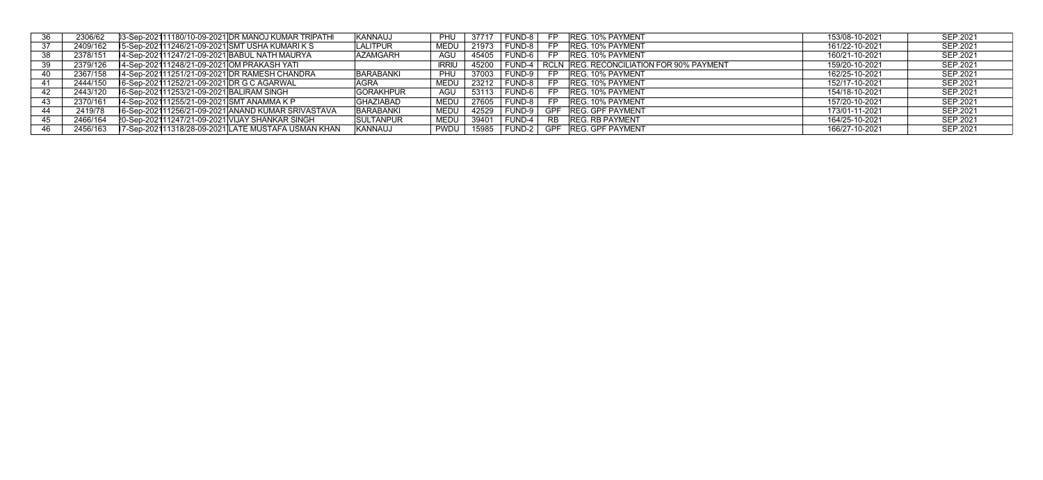| | | | | | | | | | | | |
|---|---|---|---|---|---|---|---|---|---|---|---|
| 36 | 2306/62 | 03-Sep-2021 | 11180/10-09-2021 | DR MANOJ KUMAR TRIPATHI | KANNAUJ | PHU | 37717 | FUND-8 | FP | REG. 10% PAYMENT | 153/08-10-2021 | SEP.2021 |
| 37 | 2409/162 | 15-Sep-2021 | 11246/21-09-2021 | SMT USHA KUMARI K S | LALITPUR | MEDU | 21973 | FUND-8 | FP | REG. 10% PAYMENT | 161/22-10-2021 | SEP.2021 |
| 38 | 2378/151 | 14-Sep-2021 | 11247/21-09-2021 | BABUL NATH MAURYA | AZAMGARH | AGU | 45405 | FUND-6 | FP | REG. 10% PAYMENT | 160/21-10-2021 | SEP.2021 |
| 39 | 2379/126 | 14-Sep-2021 | 11248/21-09-2021 | OM PRAKASH YATI | | IRRIU | 45200 | FUND-4 | RCLN | REG. RECONCILIATION FOR 90% PAYMENT | 159/20-10-2021 | SEP.2021 |
| 40 | 2367/158 | 14-Sep-2021 | 11251/21-09-2021 | DR RAMESH CHANDRA | BARABANKI | PHU | 37003 | FUND-9 | FP | REG. 10% PAYMENT | 162/25-10-2021 | SEP.2021 |
| 41 | 2444/150 | 16-Sep-2021 | 11252/21-09-2021 | DR G C AGARWAL | AGRA | MEDU | 23212 | FUND-8 | FP | REG. 10% PAYMENT | 152/17-10-2021 | SEP.2021 |
| 42 | 2443/120 | 16-Sep-2021 | 11253/21-09-2021 | BALIRAM SINGH | GORAKHPUR | AGU | 53113 | FUND-6 | FP | REG. 10% PAYMENT | 154/18-10-2021 | SEP.2021 |
| 43 | 2370/161 | 14-Sep-2021 | 11255/21-09-2021 | SMT ANAMMA K P | GHAZIABAD | MEDU | 27605 | FUND-8 | FP | REG. 10% PAYMENT | 157/20-10-2021 | SEP.2021 |
| 44 | 2419/78 | 16-Sep-2021 | 11256/21-09-2021 | ANAND KUMAR SRIVASTAVA | BARABANKI | MEDU | 42529 | FUND-9 | GPF | REG. GPF PAYMENT | 173/01-11-2021 | SEP.2021 |
| 45 | 2466/164 | 20-Sep-2021 | 11247/21-09-2021 | VIJAY SHANKAR SINGH | SULTANPUR | MEDU | 39401 | FUND-4 | RB | REG. RB PAYMENT | 164/25-10-2021 | SEP.2021 |
| 46 | 2456/163 | 17-Sep-2021 | 11318/28-09-2021 | LATE MUSTAFA USMAN KHAN | KANNAUJ | PWDU | 15985 | FUND-2 | GPF | REG. GPF PAYMENT | 166/27-10-2021 | SEP.2021 |